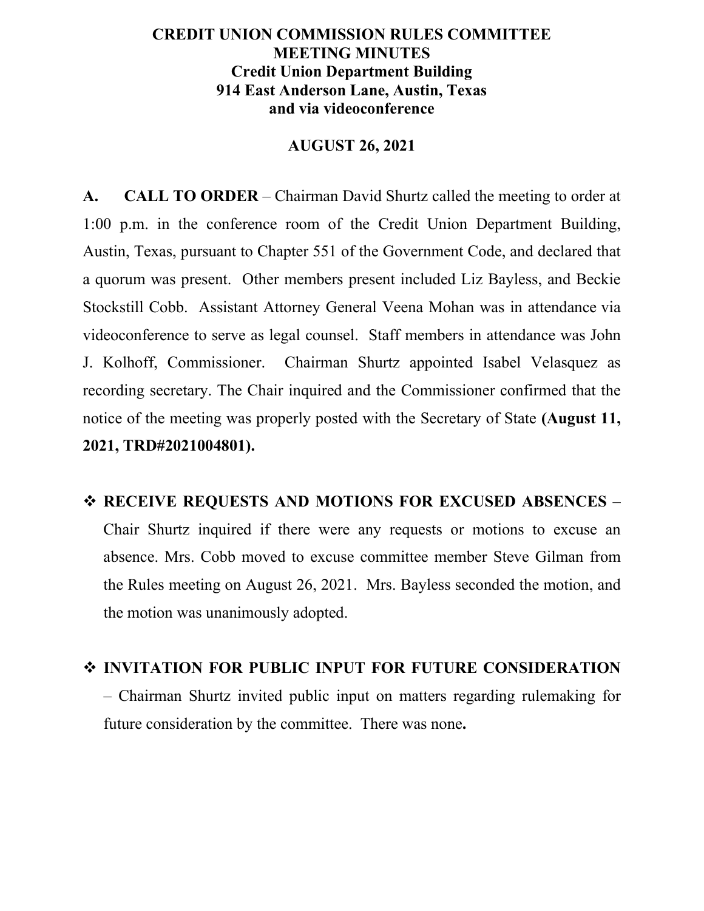# CREDIT UNION COMMISSION RULES COMMITTEE MEETING MINUTES

## Credit Union Department Building
## 914 East Anderson Lane, Austin, Texas
## and via videoconference

**AUGUST 26, 2021**

**A. CALL TO ORDER** – Chairman David Shurtz called the meeting to order at 1:00 p.m. in the conference room of the Credit Union Department Building, Austin, Texas, pursuant to Chapter 551 of the Government Code, and declared that a quorum was present. Other members present included Liz Bayless, and Beckie Stockstill Cobb. Assistant Attorney General Veena Mohan was in attendance via videoconference to serve as legal counsel. Staff members in attendance was John J. Kolhoff, Commissioner. Chairman Shurtz appointed Isabel Velasquez as recording secretary. The Chair inquired and the Commissioner confirmed that the notice of the meeting was properly posted with the Secretary of State **(August 11, 2021, TRD#2021004801).**

- **RECEIVE REQUESTS AND MOTIONS FOR EXCUSED ABSENCES** – Chair Shurtz inquired if there were any requests or motions to excuse an absence. Mrs. Cobb moved to excuse committee member Steve Gilman from the Rules meeting on August 26, 2021. Mrs. Bayless seconded the motion, and the motion was unanimously adopted.

- **INVITATION FOR PUBLIC INPUT FOR FUTURE CONSIDERATION** – Chairman Shurtz invited public input on matters regarding rulemaking for future consideration by the committee. There was none**.**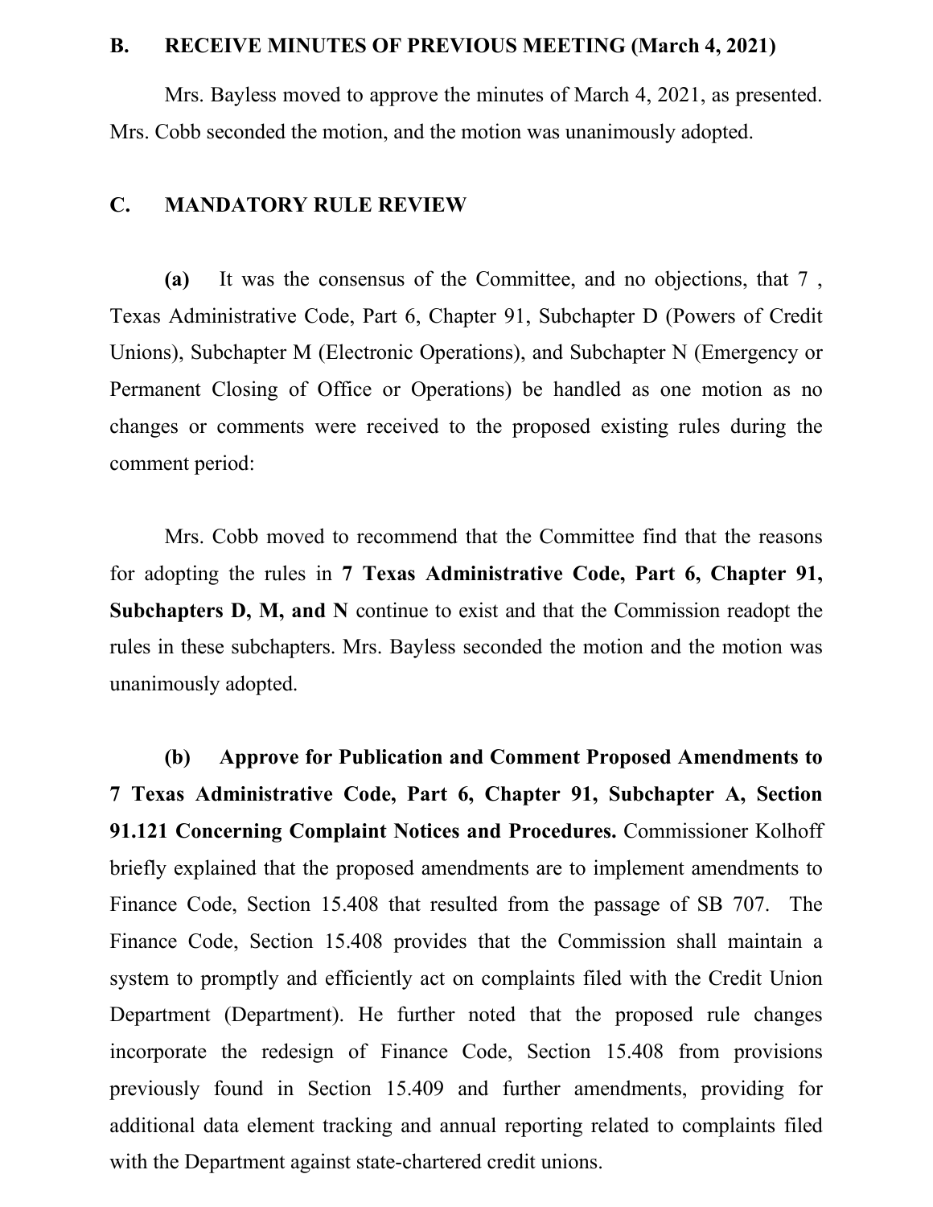## B. RECEIVE MINUTES OF PREVIOUS MEETING (March 4, 2021)

Mrs. Bayless moved to approve the minutes of March 4, 2021, as presented. Mrs. Cobb seconded the motion, and the motion was unanimously adopted.

## C. MANDATORY RULE REVIEW

**(a)** It was the consensus of the Committee, and no objections, that 7 , Texas Administrative Code, Part 6, Chapter 91, Subchapter D (Powers of Credit Unions), Subchapter M (Electronic Operations), and Subchapter N (Emergency or Permanent Closing of Office or Operations) be handled as one motion as no changes or comments were received to the proposed existing rules during the comment period:

Mrs. Cobb moved to recommend that the Committee find that the reasons for adopting the rules in **7 Texas Administrative Code, Part 6, Chapter 91, Subchapters D, M, and N** continue to exist and that the Commission readopt the rules in these subchapters. Mrs. Bayless seconded the motion and the motion was unanimously adopted.

**(b) Approve for Publication and Comment Proposed Amendments to 7 Texas Administrative Code, Part 6, Chapter 91, Subchapter A, Section 91.121 Concerning Complaint Notices and Procedures.** Commissioner Kolhoff briefly explained that the proposed amendments are to implement amendments to Finance Code, Section 15.408 that resulted from the passage of SB 707. The Finance Code, Section 15.408 provides that the Commission shall maintain a system to promptly and efficiently act on complaints filed with the Credit Union Department (Department). He further noted that the proposed rule changes incorporate the redesign of Finance Code, Section 15.408 from provisions previously found in Section 15.409 and further amendments, providing for additional data element tracking and annual reporting related to complaints filed with the Department against state-chartered credit unions.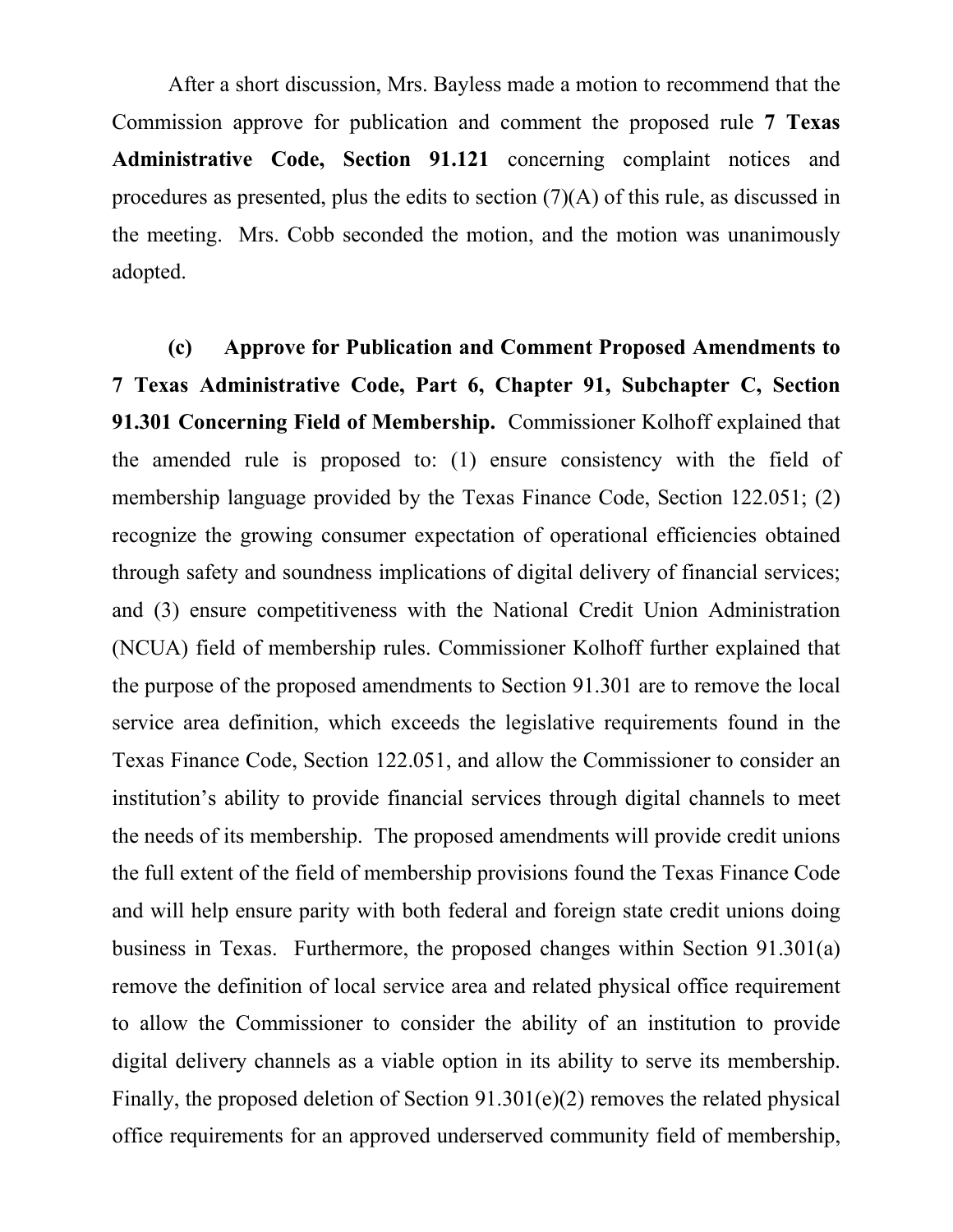After a short discussion, Mrs. Bayless made a motion to recommend that the Commission approve for publication and comment the proposed rule **7 Texas Administrative Code, Section 91.121** concerning complaint notices and procedures as presented, plus the edits to section (7)(A) of this rule, as discussed in the meeting. Mrs. Cobb seconded the motion, and the motion was unanimously adopted.

**(c) Approve for Publication and Comment Proposed Amendments to 7 Texas Administrative Code, Part 6, Chapter 91, Subchapter C, Section 91.301 Concerning Field of Membership.** Commissioner Kolhoff explained that the amended rule is proposed to: (1) ensure consistency with the field of membership language provided by the Texas Finance Code, Section 122.051; (2) recognize the growing consumer expectation of operational efficiencies obtained through safety and soundness implications of digital delivery of financial services; and (3) ensure competitiveness with the National Credit Union Administration (NCUA) field of membership rules. Commissioner Kolhoff further explained that the purpose of the proposed amendments to Section 91.301 are to remove the local service area definition, which exceeds the legislative requirements found in the Texas Finance Code, Section 122.051, and allow the Commissioner to consider an institution's ability to provide financial services through digital channels to meet the needs of its membership. The proposed amendments will provide credit unions the full extent of the field of membership provisions found the Texas Finance Code and will help ensure parity with both federal and foreign state credit unions doing business in Texas. Furthermore, the proposed changes within Section 91.301(a) remove the definition of local service area and related physical office requirement to allow the Commissioner to consider the ability of an institution to provide digital delivery channels as a viable option in its ability to serve its membership. Finally, the proposed deletion of Section 91.301(e)(2) removes the related physical office requirements for an approved underserved community field of membership,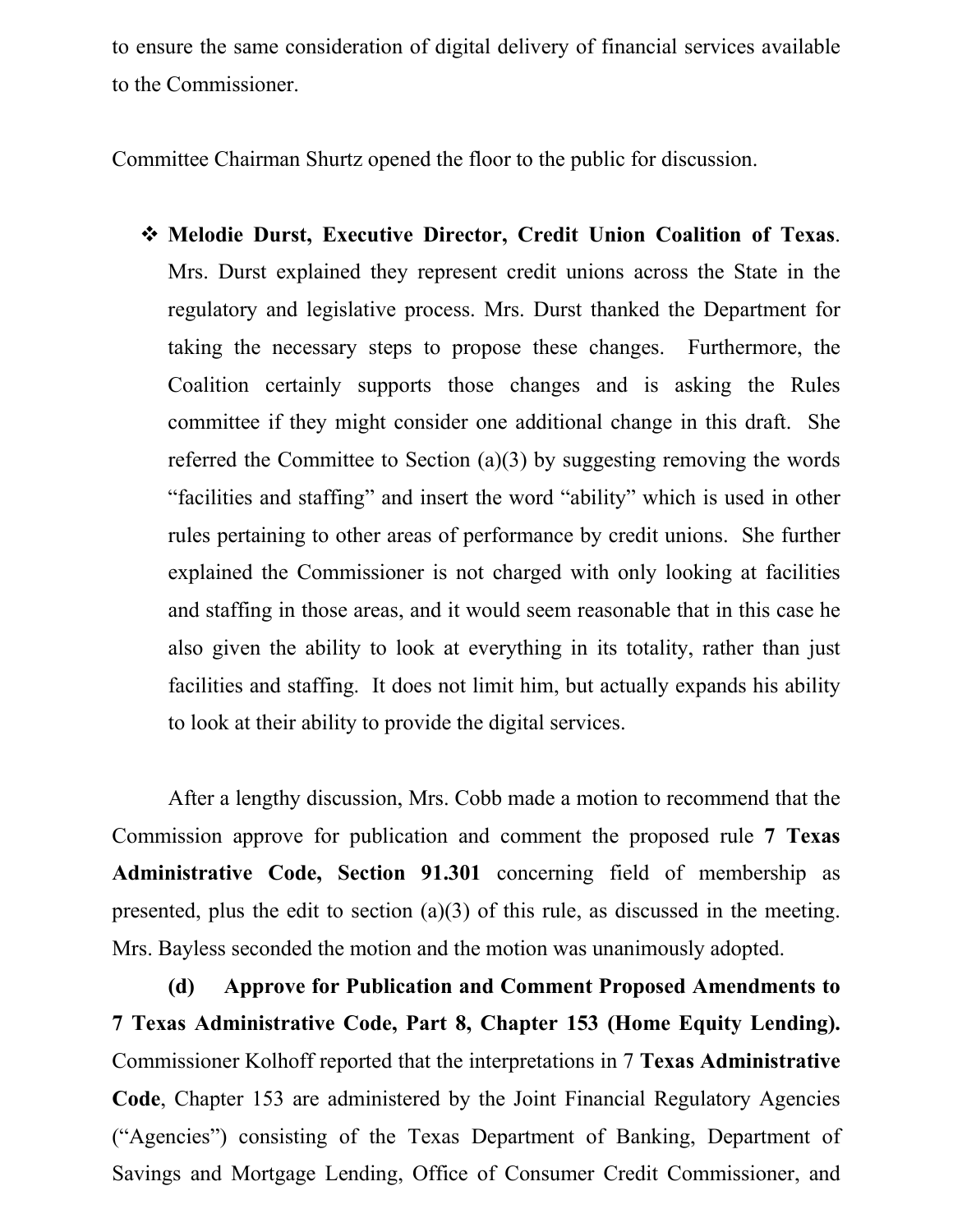to ensure the same consideration of digital delivery of financial services available to the Commissioner.

Committee Chairman Shurtz opened the floor to the public for discussion.

- **Melodie Durst, Executive Director, Credit Union Coalition of Texas**. Mrs. Durst explained they represent credit unions across the State in the regulatory and legislative process. Mrs. Durst thanked the Department for taking the necessary steps to propose these changes. Furthermore, the Coalition certainly supports those changes and is asking the Rules committee if they might consider one additional change in this draft. She referred the Committee to Section (a)(3) by suggesting removing the words "facilities and staffing" and insert the word "ability" which is used in other rules pertaining to other areas of performance by credit unions. She further explained the Commissioner is not charged with only looking at facilities and staffing in those areas, and it would seem reasonable that in this case he also given the ability to look at everything in its totality, rather than just facilities and staffing. It does not limit him, but actually expands his ability to look at their ability to provide the digital services.

After a lengthy discussion, Mrs. Cobb made a motion to recommend that the Commission approve for publication and comment the proposed rule **7 Texas Administrative Code, Section 91.301** concerning field of membership as presented, plus the edit to section (a)(3) of this rule, as discussed in the meeting. Mrs. Bayless seconded the motion and the motion was unanimously adopted.

**(d) Approve for Publication and Comment Proposed Amendments to 7 Texas Administrative Code, Part 8, Chapter 153 (Home Equity Lending).** Commissioner Kolhoff reported that the interpretations in 7 **Texas Administrative Code**, Chapter 153 are administered by the Joint Financial Regulatory Agencies ("Agencies") consisting of the Texas Department of Banking, Department of Savings and Mortgage Lending, Office of Consumer Credit Commissioner, and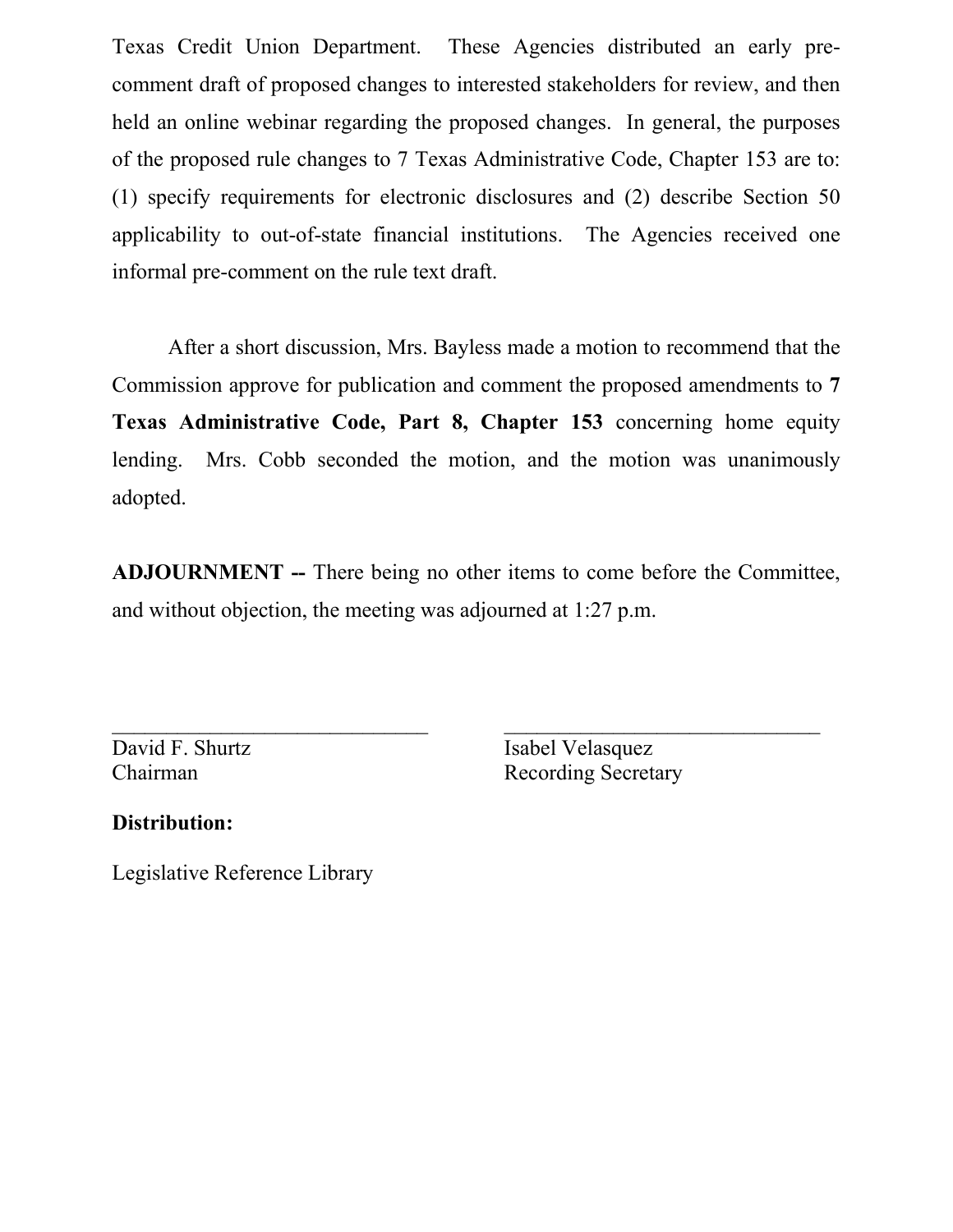Texas Credit Union Department. These Agencies distributed an early pre-comment draft of proposed changes to interested stakeholders for review, and then held an online webinar regarding the proposed changes. In general, the purposes of the proposed rule changes to 7 Texas Administrative Code, Chapter 153 are to: (1) specify requirements for electronic disclosures and (2) describe Section 50 applicability to out-of-state financial institutions. The Agencies received one informal pre-comment on the rule text draft.

After a short discussion, Mrs. Bayless made a motion to recommend that the Commission approve for publication and comment the proposed amendments to **7 Texas Administrative Code, Part 8, Chapter 153** concerning home equity lending. Mrs. Cobb seconded the motion, and the motion was unanimously adopted.

**ADJOURNMENT --** There being no other items to come before the Committee, and without objection, the meeting was adjourned at 1:27 p.m.

______________________________ ______________________________

David F. Shurtz  
Chairman

Isabel Velasquez  
Recording Secretary

**Distribution:**

Legislative Reference Library